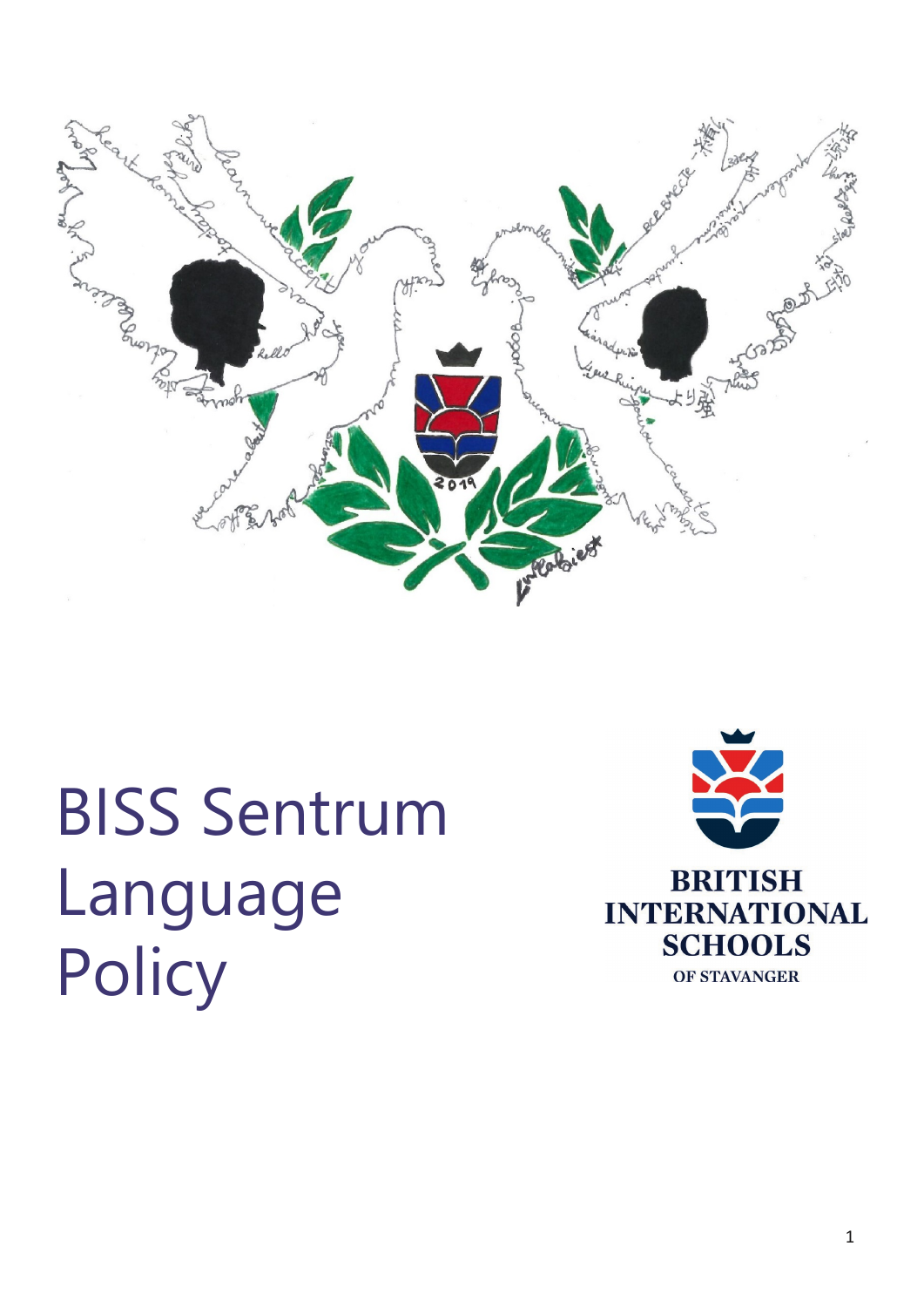# BISS Sentrum Language Policy

BRITISH INTERNATIONAL SCHOOLS OF STAVANGER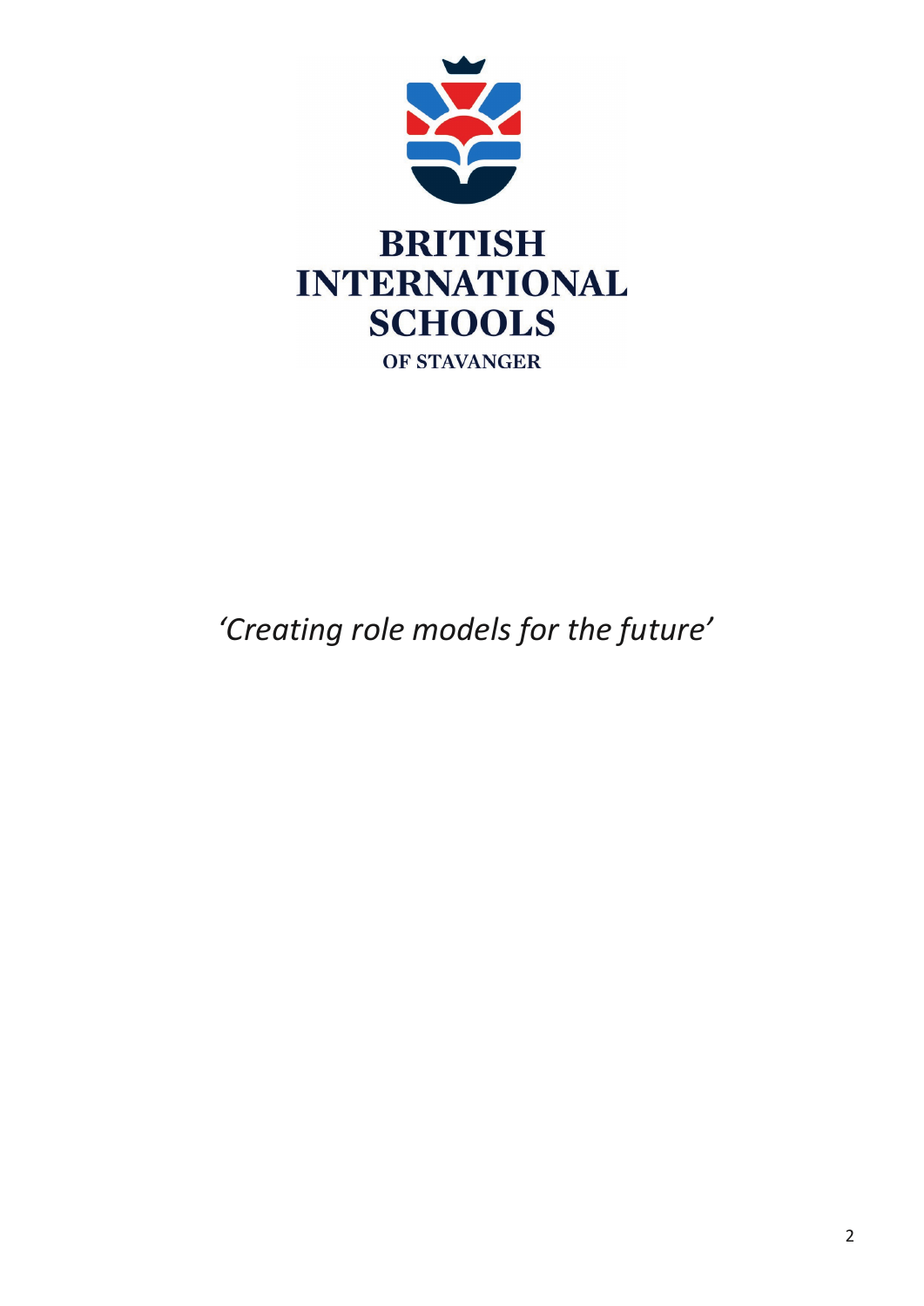BRITISH INTERNATIONAL SCHOOLS

OF STAVANGER

*'Creating role models for the future'*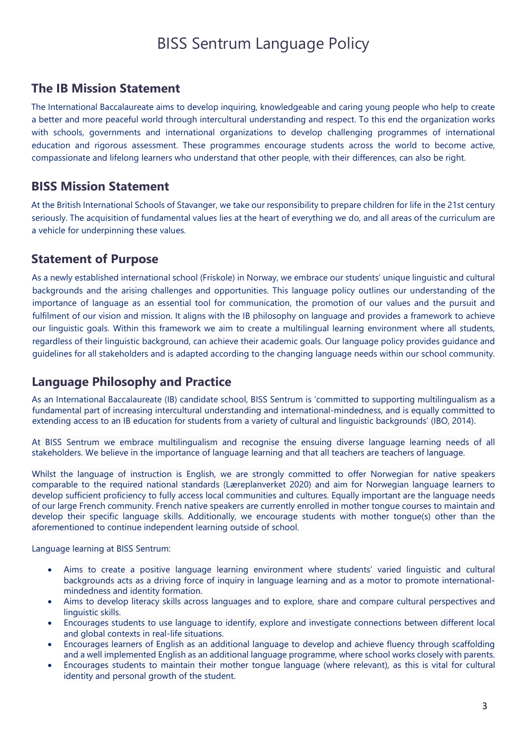# BISS Sentrum Language Policy

## The IB Mission Statement

The International Baccalaureate aims to develop inquiring, knowledgeable and caring young people who help to create a better and more peaceful world through intercultural understanding and respect. To this end the organization works with schools, governments and international organizations to develop challenging programmes of international education and rigorous assessment. These programmes encourage students across the world to become active, compassionate and lifelong learners who understand that other people, with their differences, can also be right.

## BISS Mission Statement

At the British International Schools of Stavanger, we take our responsibility to prepare children for life in the 21st century seriously. The acquisition of fundamental values lies at the heart of everything we do, and all areas of the curriculum are a vehicle for underpinning these values.

## Statement of Purpose

As a newly established international school (Friskole) in Norway, we embrace our students' unique linguistic and cultural backgrounds and the arising challenges and opportunities. This language policy outlines our understanding of the importance of language as an essential tool for communication, the promotion of our values and the pursuit and fulfilment of our vision and mission. It aligns with the IB philosophy on language and provides a framework to achieve our linguistic goals. Within this framework we aim to create a multilingual learning environment where all students, regardless of their linguistic background, can achieve their academic goals. Our language policy provides guidance and guidelines for all stakeholders and is adapted according to the changing language needs within our school community.

## Language Philosophy and Practice

As an International Baccalaureate (IB) candidate school, BISS Sentrum is 'committed to supporting multilingualism as a fundamental part of increasing intercultural understanding and international-mindedness, and is equally committed to extending access to an IB education for students from a variety of cultural and linguistic backgrounds' (IBO, 2014).

At BISS Sentrum we embrace multilingualism and recognise the ensuing diverse language learning needs of all stakeholders. We believe in the importance of language learning and that all teachers are teachers of language.

Whilst the language of instruction is English, we are strongly committed to offer Norwegian for native speakers comparable to the required national standards (Læreplanverket 2020) and aim for Norwegian language learners to develop sufficient proficiency to fully access local communities and cultures. Equally important are the language needs of our large French community. French native speakers are currently enrolled in mother tongue courses to maintain and develop their specific language skills. Additionally, we encourage students with mother tongue(s) other than the aforementioned to continue independent learning outside of school.

Language learning at BISS Sentrum:

- Aims to create a positive language learning environment where students' varied linguistic and cultural backgrounds acts as a driving force of inquiry in language learning and as a motor to promote international-mindedness and identity formation.
- Aims to develop literacy skills across languages and to explore, share and compare cultural perspectives and linguistic skills.
- Encourages students to use language to identify, explore and investigate connections between different local and global contexts in real-life situations.
- Encourages learners of English as an additional language to develop and achieve fluency through scaffolding and a well implemented English as an additional language programme, where school works closely with parents.
- Encourages students to maintain their mother tongue language (where relevant), as this is vital for cultural identity and personal growth of the student.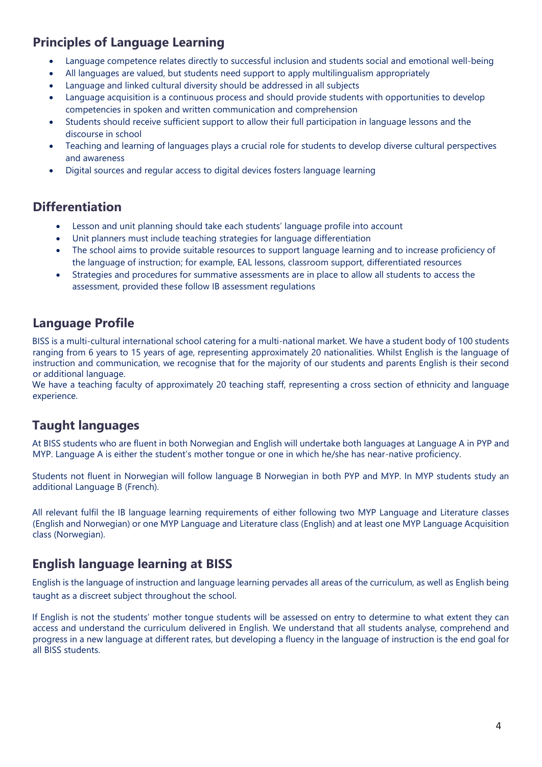## Principles of Language Learning

- Language competence relates directly to successful inclusion and students social and emotional well-being
- All languages are valued, but students need support to apply multilingualism appropriately
- Language and linked cultural diversity should be addressed in all subjects
- Language acquisition is a continuous process and should provide students with opportunities to develop competencies in spoken and written communication and comprehension
- Students should receive sufficient support to allow their full participation in language lessons and the discourse in school
- Teaching and learning of languages plays a crucial role for students to develop diverse cultural perspectives and awareness
- Digital sources and regular access to digital devices fosters language learning

## Differentiation

- Lesson and unit planning should take each students' language profile into account
- Unit planners must include teaching strategies for language differentiation
- The school aims to provide suitable resources to support language learning and to increase proficiency of the language of instruction; for example, EAL lessons, classroom support, differentiated resources
- Strategies and procedures for summative assessments are in place to allow all students to access the assessment, provided these follow IB assessment regulations

## Language Profile

BISS is a multi-cultural international school catering for a multi-national market. We have a student body of 100 students ranging from 6 years to 15 years of age, representing approximately 20 nationalities. Whilst English is the language of instruction and communication, we recognise that for the majority of our students and parents English is their second or additional language.
We have a teaching faculty of approximately 20 teaching staff, representing a cross section of ethnicity and language experience.

## Taught languages

At BISS students who are fluent in both Norwegian and English will undertake both languages at Language A in PYP and MYP. Language A is either the student's mother tongue or one in which he/she has near-native proficiency.

Students not fluent in Norwegian will follow language B Norwegian in both PYP and MYP. In MYP students study an additional Language B (French).

All relevant fulfil the IB language learning requirements of either following two MYP Language and Literature classes (English and Norwegian) or one MYP Language and Literature class (English) and at least one MYP Language Acquisition class (Norwegian).

## English language learning at BISS

English is the language of instruction and language learning pervades all areas of the curriculum, as well as English being taught as a discreet subject throughout the school.

If English is not the students' mother tongue students will be assessed on entry to determine to what extent they can access and understand the curriculum delivered in English. We understand that all students analyse, comprehend and progress in a new language at different rates, but developing a fluency in the language of instruction is the end goal for all BISS students.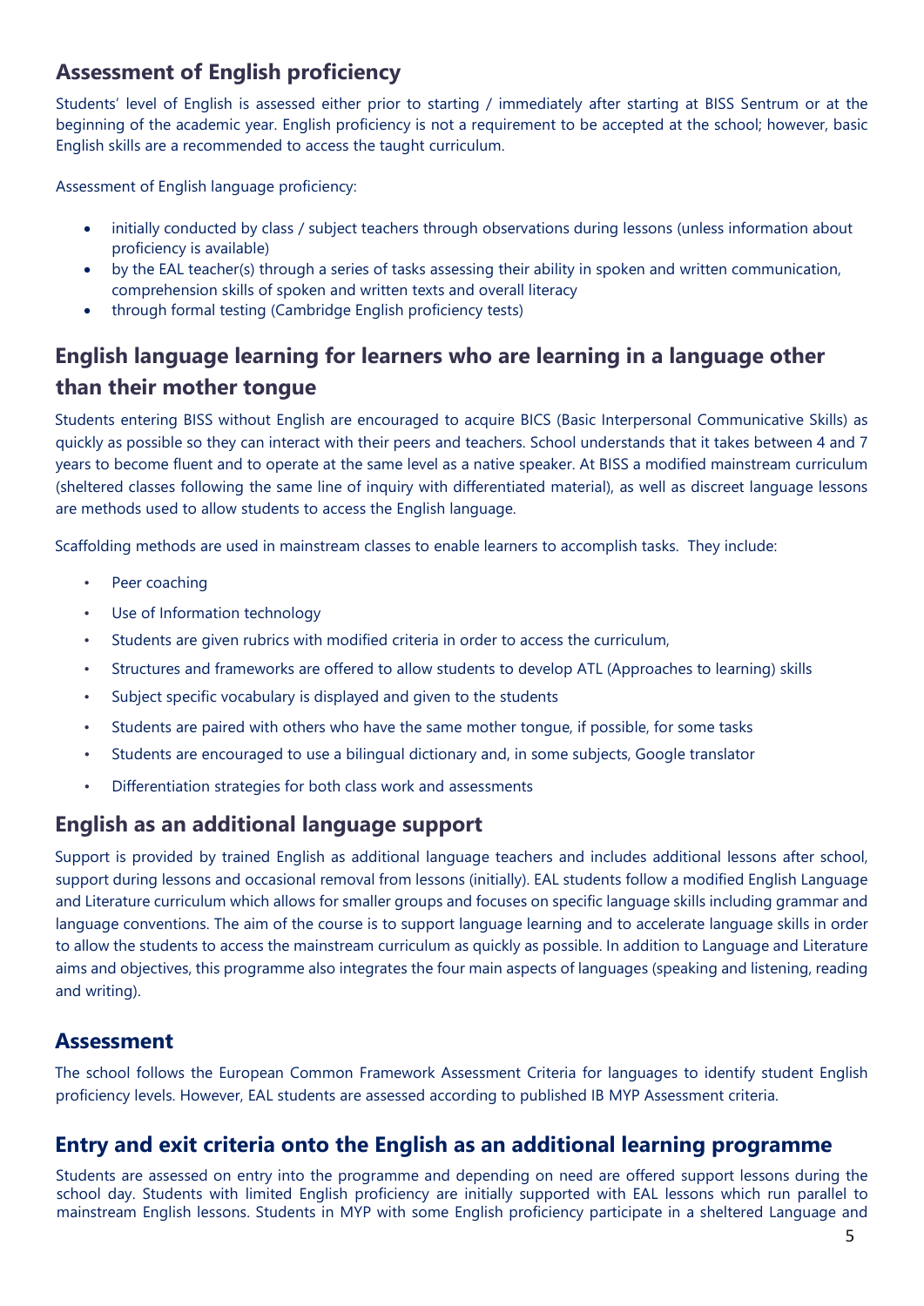## Assessment of English proficiency

Students' level of English is assessed either prior to starting / immediately after starting at BISS Sentrum or at the beginning of the academic year. English proficiency is not a requirement to be accepted at the school; however, basic English skills are a recommended to access the taught curriculum.

Assessment of English language proficiency:

- initially conducted by class / subject teachers through observations during lessons (unless information about proficiency is available)
- by the EAL teacher(s) through a series of tasks assessing their ability in spoken and written communication, comprehension skills of spoken and written texts and overall literacy
- through formal testing (Cambridge English proficiency tests)

## English language learning for learners who are learning in a language other than their mother tongue

Students entering BISS without English are encouraged to acquire BICS (Basic Interpersonal Communicative Skills) as quickly as possible so they can interact with their peers and teachers. School understands that it takes between 4 and 7 years to become fluent and to operate at the same level as a native speaker. At BISS a modified mainstream curriculum (sheltered classes following the same line of inquiry with differentiated material), as well as discreet language lessons are methods used to allow students to access the English language.

Scaffolding methods are used in mainstream classes to enable learners to accomplish tasks. They include:

- Peer coaching
- Use of Information technology
- Students are given rubrics with modified criteria in order to access the curriculum,
- Structures and frameworks are offered to allow students to develop ATL (Approaches to learning) skills
- Subject specific vocabulary is displayed and given to the students
- Students are paired with others who have the same mother tongue, if possible, for some tasks
- Students are encouraged to use a bilingual dictionary and, in some subjects, Google translator
- Differentiation strategies for both class work and assessments

## English as an additional language support

Support is provided by trained English as additional language teachers and includes additional lessons after school, support during lessons and occasional removal from lessons (initially). EAL students follow a modified English Language and Literature curriculum which allows for smaller groups and focuses on specific language skills including grammar and language conventions. The aim of the course is to support language learning and to accelerate language skills in order to allow the students to access the mainstream curriculum as quickly as possible. In addition to Language and Literature aims and objectives, this programme also integrates the four main aspects of languages (speaking and listening, reading and writing).

## Assessment

The school follows the European Common Framework Assessment Criteria for languages to identify student English proficiency levels. However, EAL students are assessed according to published IB MYP Assessment criteria.

## Entry and exit criteria onto the English as an additional learning programme

Students are assessed on entry into the programme and depending on need are offered support lessons during the school day. Students with limited English proficiency are initially supported with EAL lessons which run parallel to mainstream English lessons. Students in MYP with some English proficiency participate in a sheltered Language and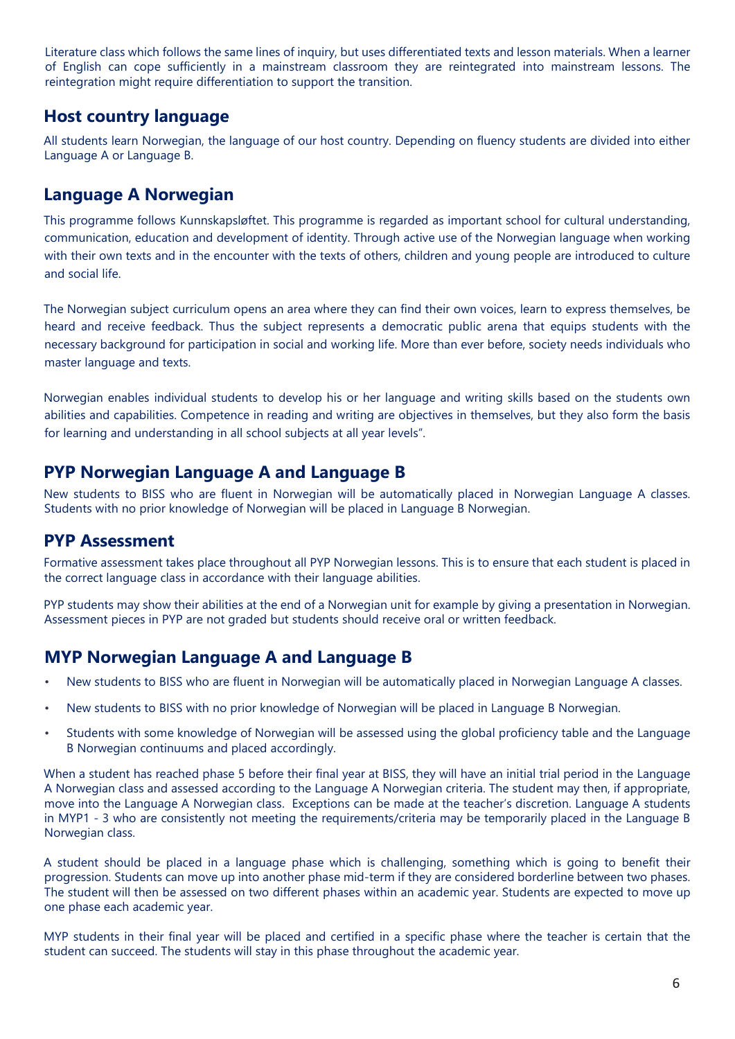Literature class which follows the same lines of inquiry, but uses differentiated texts and lesson materials. When a learner of English can cope sufficiently in a mainstream classroom they are reintegrated into mainstream lessons. The reintegration might require differentiation to support the transition.

## Host country language

All students learn Norwegian, the language of our host country. Depending on fluency students are divided into either Language A or Language B.

## Language A Norwegian

This programme follows Kunnskapsløftet. This programme is regarded as important school for cultural understanding, communication, education and development of identity. Through active use of the Norwegian language when working with their own texts and in the encounter with the texts of others, children and young people are introduced to culture and social life.

The Norwegian subject curriculum opens an area where they can find their own voices, learn to express themselves, be heard and receive feedback. Thus the subject represents a democratic public arena that equips students with the necessary background for participation in social and working life. More than ever before, society needs individuals who master language and texts.

Norwegian enables individual students to develop his or her language and writing skills based on the students own abilities and capabilities. Competence in reading and writing are objectives in themselves, but they also form the basis for learning and understanding in all school subjects at all year levels".

## PYP Norwegian Language A and Language B

New students to BISS who are fluent in Norwegian will be automatically placed in Norwegian Language A classes. Students with no prior knowledge of Norwegian will be placed in Language B Norwegian.

## PYP Assessment

Formative assessment takes place throughout all PYP Norwegian lessons. This is to ensure that each student is placed in the correct language class in accordance with their language abilities.

PYP students may show their abilities at the end of a Norwegian unit for example by giving a presentation in Norwegian. Assessment pieces in PYP are not graded but students should receive oral or written feedback.

## MYP Norwegian Language A and Language B

- New students to BISS who are fluent in Norwegian will be automatically placed in Norwegian Language A classes.
- New students to BISS with no prior knowledge of Norwegian will be placed in Language B Norwegian.
- Students with some knowledge of Norwegian will be assessed using the global proficiency table and the Language B Norwegian continuums and placed accordingly.

When a student has reached phase 5 before their final year at BISS, they will have an initial trial period in the Language A Norwegian class and assessed according to the Language A Norwegian criteria. The student may then, if appropriate, move into the Language A Norwegian class. Exceptions can be made at the teacher's discretion. Language A students in MYP1 - 3 who are consistently not meeting the requirements/criteria may be temporarily placed in the Language B Norwegian class.

A student should be placed in a language phase which is challenging, something which is going to benefit their progression. Students can move up into another phase mid-term if they are considered borderline between two phases. The student will then be assessed on two different phases within an academic year. Students are expected to move up one phase each academic year.

MYP students in their final year will be placed and certified in a specific phase where the teacher is certain that the student can succeed. The students will stay in this phase throughout the academic year.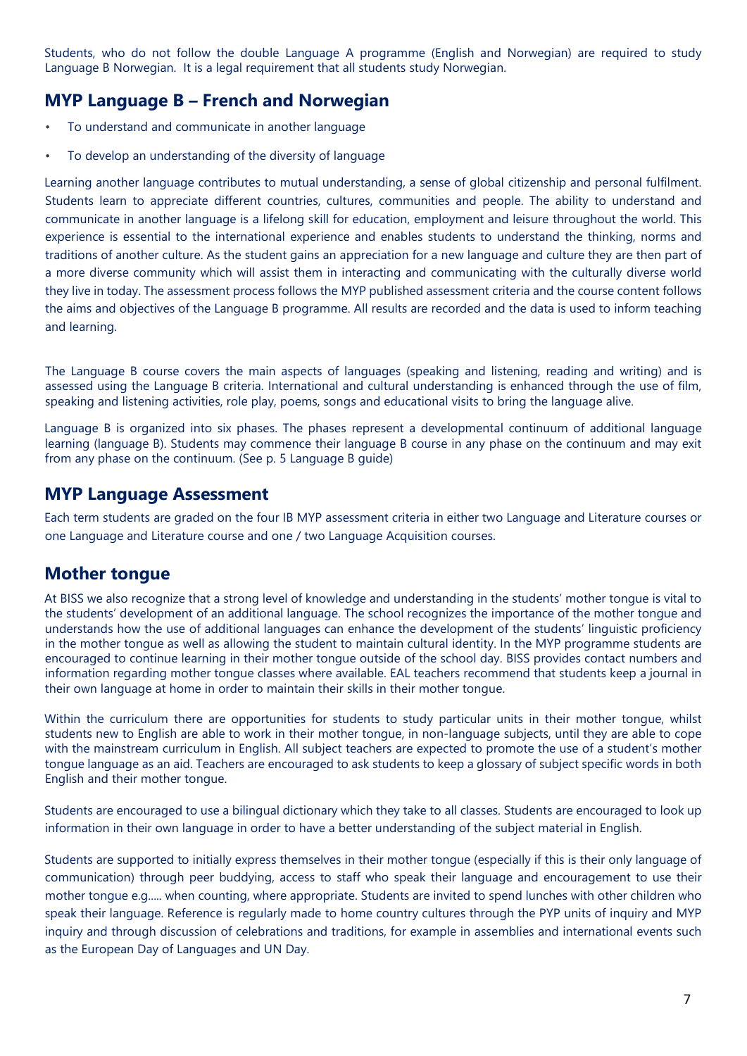Students, who do not follow the double Language A programme (English and Norwegian) are required to study Language B Norwegian. It is a legal requirement that all students study Norwegian.

## MYP Language B – French and Norwegian

- To understand and communicate in another language
- To develop an understanding of the diversity of language

Learning another language contributes to mutual understanding, a sense of global citizenship and personal fulfilment. Students learn to appreciate different countries, cultures, communities and people. The ability to understand and communicate in another language is a lifelong skill for education, employment and leisure throughout the world. This experience is essential to the international experience and enables students to understand the thinking, norms and traditions of another culture. As the student gains an appreciation for a new language and culture they are then part of a more diverse community which will assist them in interacting and communicating with the culturally diverse world they live in today. The assessment process follows the MYP published assessment criteria and the course content follows the aims and objectives of the Language B programme. All results are recorded and the data is used to inform teaching and learning.

The Language B course covers the main aspects of languages (speaking and listening, reading and writing) and is assessed using the Language B criteria. International and cultural understanding is enhanced through the use of film, speaking and listening activities, role play, poems, songs and educational visits to bring the language alive.

Language B is organized into six phases. The phases represent a developmental continuum of additional language learning (language B). Students may commence their language B course in any phase on the continuum and may exit from any phase on the continuum. (See p. 5 Language B guide)

## MYP Language Assessment

Each term students are graded on the four IB MYP assessment criteria in either two Language and Literature courses or one Language and Literature course and one / two Language Acquisition courses.

## Mother tongue

At BISS we also recognize that a strong level of knowledge and understanding in the students' mother tongue is vital to the students' development of an additional language. The school recognizes the importance of the mother tongue and understands how the use of additional languages can enhance the development of the students' linguistic proficiency in the mother tongue as well as allowing the student to maintain cultural identity. In the MYP programme students are encouraged to continue learning in their mother tongue outside of the school day. BISS provides contact numbers and information regarding mother tongue classes where available. EAL teachers recommend that students keep a journal in their own language at home in order to maintain their skills in their mother tongue.

Within the curriculum there are opportunities for students to study particular units in their mother tongue, whilst students new to English are able to work in their mother tongue, in non-language subjects, until they are able to cope with the mainstream curriculum in English. All subject teachers are expected to promote the use of a student's mother tongue language as an aid. Teachers are encouraged to ask students to keep a glossary of subject specific words in both English and their mother tongue.

Students are encouraged to use a bilingual dictionary which they take to all classes. Students are encouraged to look up information in their own language in order to have a better understanding of the subject material in English.

Students are supported to initially express themselves in their mother tongue (especially if this is their only language of communication) through peer buddying, access to staff who speak their language and encouragement to use their mother tongue e.g..... when counting, where appropriate. Students are invited to spend lunches with other children who speak their language. Reference is regularly made to home country cultures through the PYP units of inquiry and MYP inquiry and through discussion of celebrations and traditions, for example in assemblies and international events such as the European Day of Languages and UN Day.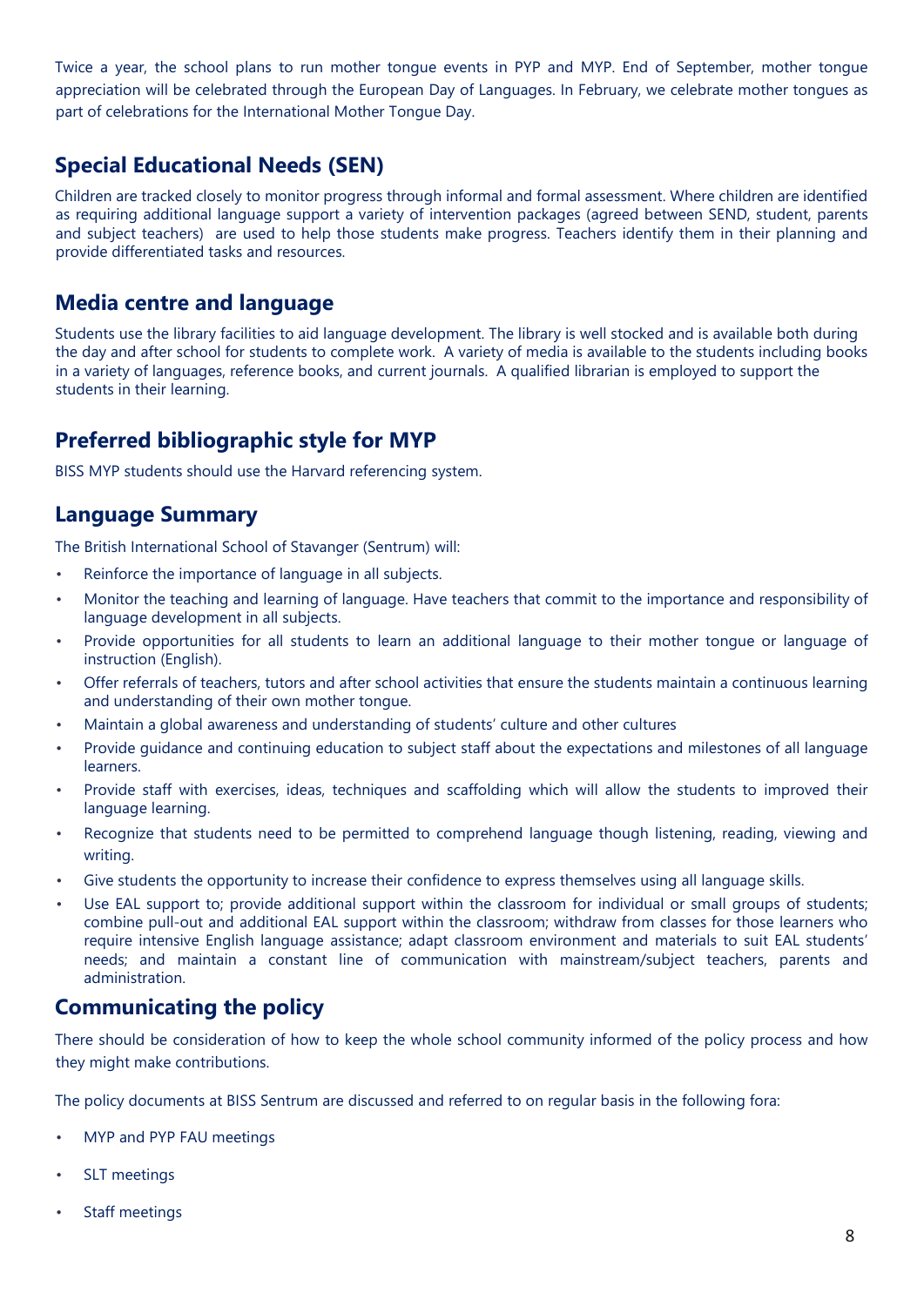Twice a year, the school plans to run mother tongue events in PYP and MYP. End of September, mother tongue appreciation will be celebrated through the European Day of Languages. In February, we celebrate mother tongues as part of celebrations for the International Mother Tongue Day.

## Special Educational Needs (SEN)

Children are tracked closely to monitor progress through informal and formal assessment. Where children are identified as requiring additional language support a variety of intervention packages (agreed between SEND, student, parents and subject teachers) are used to help those students make progress. Teachers identify them in their planning and provide differentiated tasks and resources.

## Media centre and language

Students use the library facilities to aid language development. The library is well stocked and is available both during the day and after school for students to complete work. A variety of media is available to the students including books in a variety of languages, reference books, and current journals. A qualified librarian is employed to support the students in their learning.

## Preferred bibliographic style for MYP

BISS MYP students should use the Harvard referencing system.

## Language Summary

The British International School of Stavanger (Sentrum) will:

- Reinforce the importance of language in all subjects.
- Monitor the teaching and learning of language. Have teachers that commit to the importance and responsibility of language development in all subjects.
- Provide opportunities for all students to learn an additional language to their mother tongue or language of instruction (English).
- Offer referrals of teachers, tutors and after school activities that ensure the students maintain a continuous learning and understanding of their own mother tongue.
- Maintain a global awareness and understanding of students' culture and other cultures
- Provide guidance and continuing education to subject staff about the expectations and milestones of all language learners.
- Provide staff with exercises, ideas, techniques and scaffolding which will allow the students to improved their language learning.
- Recognize that students need to be permitted to comprehend language though listening, reading, viewing and writing.
- Give students the opportunity to increase their confidence to express themselves using all language skills.
- Use EAL support to; provide additional support within the classroom for individual or small groups of students; combine pull-out and additional EAL support within the classroom; withdraw from classes for those learners who require intensive English language assistance; adapt classroom environment and materials to suit EAL students' needs; and maintain a constant line of communication with mainstream/subject teachers, parents and administration.

## Communicating the policy

There should be consideration of how to keep the whole school community informed of the policy process and how they might make contributions.

The policy documents at BISS Sentrum are discussed and referred to on regular basis in the following fora:

- MYP and PYP FAU meetings
- SLT meetings
- Staff meetings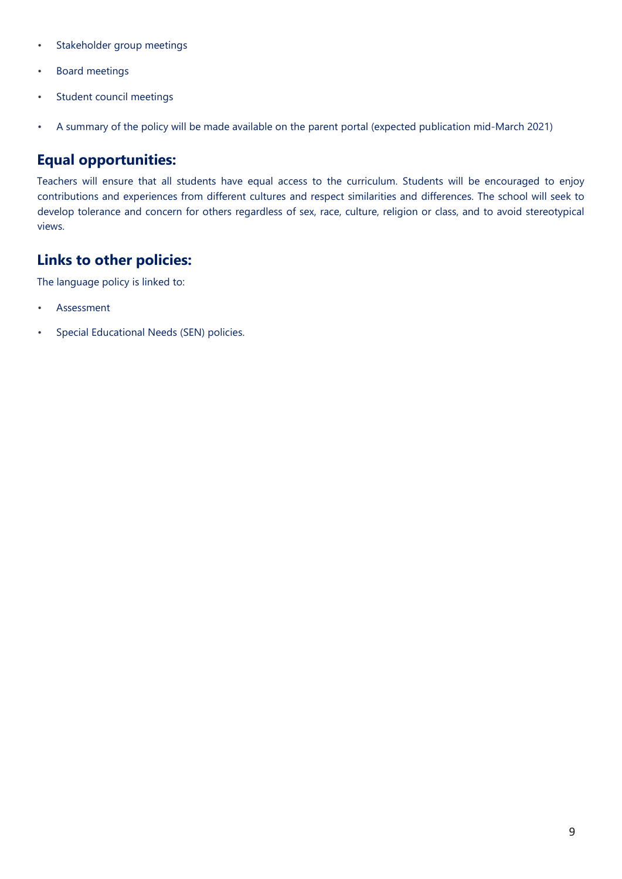- Stakeholder group meetings
- Board meetings
- Student council meetings
- A summary of the policy will be made available on the parent portal (expected publication mid-March 2021)

## Equal opportunities:

Teachers will ensure that all students have equal access to the curriculum. Students will be encouraged to enjoy contributions and experiences from different cultures and respect similarities and differences. The school will seek to develop tolerance and concern for others regardless of sex, race, culture, religion or class, and to avoid stereotypical views.

## Links to other policies:

The language policy is linked to:

- Assessment
- Special Educational Needs (SEN) policies.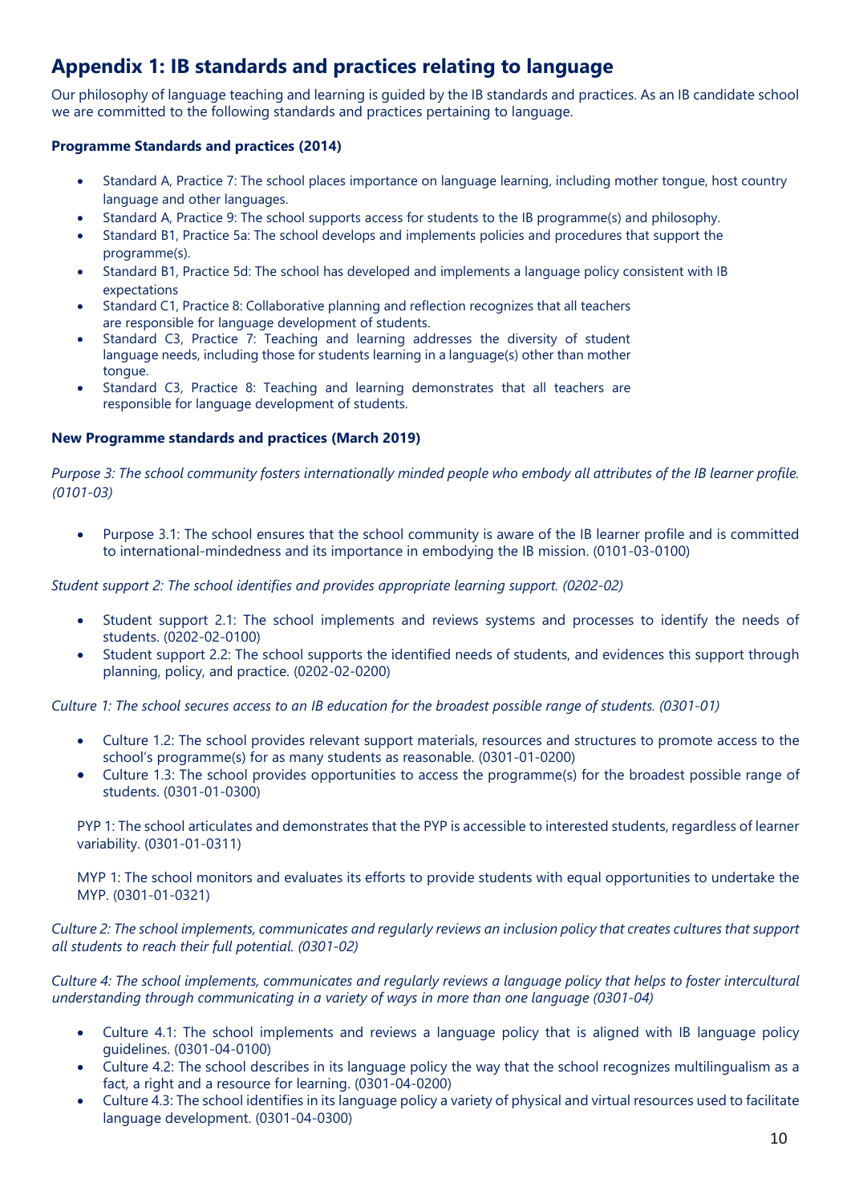## Appendix 1: IB standards and practices relating to language

Our philosophy of language teaching and learning is guided by the IB standards and practices. As an IB candidate school we are committed to the following standards and practices pertaining to language.

**Programme Standards and practices (2014)**

- Standard A, Practice 7: The school places importance on language learning, including mother tongue, host country language and other languages.
- Standard A, Practice 9: The school supports access for students to the IB programme(s) and philosophy.
- Standard B1, Practice 5a: The school develops and implements policies and procedures that support the programme(s).
- Standard B1, Practice 5d: The school has developed and implements a language policy consistent with IB expectations
- Standard C1, Practice 8: Collaborative planning and reflection recognizes that all teachers are responsible for language development of students.
- Standard C3, Practice 7: Teaching and learning addresses the diversity of student language needs, including those for students learning in a language(s) other than mother tongue.
- Standard C3, Practice 8: Teaching and learning demonstrates that all teachers are responsible for language development of students.

**New Programme standards and practices (March 2019)**

*Purpose 3: The school community fosters internationally minded people who embody all attributes of the IB learner profile. (0101-03)*

- Purpose 3.1: The school ensures that the school community is aware of the IB learner profile and is committed to international-mindedness and its importance in embodying the IB mission. (0101-03-0100)

*Student support 2: The school identifies and provides appropriate learning support. (0202-02)*

- Student support 2.1: The school implements and reviews systems and processes to identify the needs of students. (0202-02-0100)
- Student support 2.2: The school supports the identified needs of students, and evidences this support through planning, policy, and practice. (0202-02-0200)

*Culture 1: The school secures access to an IB education for the broadest possible range of students. (0301-01)*

- Culture 1.2: The school provides relevant support materials, resources and structures to promote access to the school's programme(s) for as many students as reasonable. (0301-01-0200)
- Culture 1.3: The school provides opportunities to access the programme(s) for the broadest possible range of students. (0301-01-0300)

PYP 1: The school articulates and demonstrates that the PYP is accessible to interested students, regardless of learner variability. (0301-01-0311)

MYP 1: The school monitors and evaluates its efforts to provide students with equal opportunities to undertake the MYP. (0301-01-0321)

*Culture 2: The school implements, communicates and regularly reviews an inclusion policy that creates cultures that support all students to reach their full potential. (0301-02)*

*Culture 4: The school implements, communicates and regularly reviews a language policy that helps to foster intercultural understanding through communicating in a variety of ways in more than one language (0301-04)*

- Culture 4.1: The school implements and reviews a language policy that is aligned with IB language policy guidelines. (0301-04-0100)
- Culture 4.2: The school describes in its language policy the way that the school recognizes multilingualism as a fact, a right and a resource for learning. (0301-04-0200)
- Culture 4.3: The school identifies in its language policy a variety of physical and virtual resources used to facilitate language development. (0301-04-0300)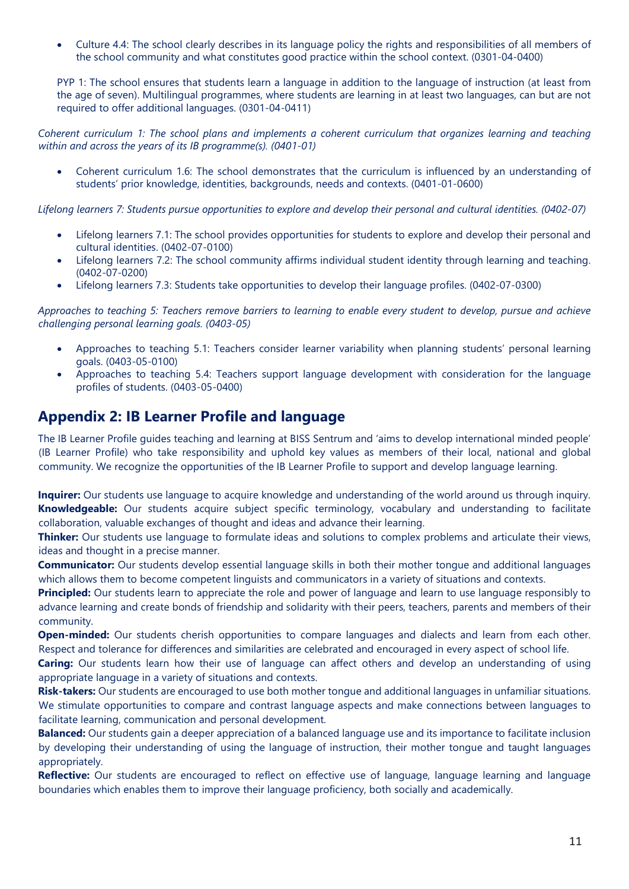- Culture 4.4: The school clearly describes in its language policy the rights and responsibilities of all members of the school community and what constitutes good practice within the school context. (0301-04-0400)

PYP 1: The school ensures that students learn a language in addition to the language of instruction (at least from the age of seven). Multilingual programmes, where students are learning in at least two languages, can but are not required to offer additional languages. (0301-04-0411)

*Coherent curriculum 1: The school plans and implements a coherent curriculum that organizes learning and teaching within and across the years of its IB programme(s). (0401-01)*

- Coherent curriculum 1.6: The school demonstrates that the curriculum is influenced by an understanding of students' prior knowledge, identities, backgrounds, needs and contexts. (0401-01-0600)

*Lifelong learners 7: Students pursue opportunities to explore and develop their personal and cultural identities. (0402-07)*

- Lifelong learners 7.1: The school provides opportunities for students to explore and develop their personal and cultural identities. (0402-07-0100)
- Lifelong learners 7.2: The school community affirms individual student identity through learning and teaching. (0402-07-0200)
- Lifelong learners 7.3: Students take opportunities to develop their language profiles. (0402-07-0300)

*Approaches to teaching 5: Teachers remove barriers to learning to enable every student to develop, pursue and achieve challenging personal learning goals. (0403-05)*

- Approaches to teaching 5.1: Teachers consider learner variability when planning students' personal learning goals. (0403-05-0100)
- Approaches to teaching 5.4: Teachers support language development with consideration for the language profiles of students. (0403-05-0400)

## Appendix 2: IB Learner Profile and language

The IB Learner Profile guides teaching and learning at BISS Sentrum and 'aims to develop international minded people' (IB Learner Profile) who take responsibility and uphold key values as members of their local, national and global community. We recognize the opportunities of the IB Learner Profile to support and develop language learning.

**Inquirer:** Our students use language to acquire knowledge and understanding of the world around us through inquiry.
**Knowledgeable:** Our students acquire subject specific terminology, vocabulary and understanding to facilitate collaboration, valuable exchanges of thought and ideas and advance their learning.
**Thinker:** Our students use language to formulate ideas and solutions to complex problems and articulate their views, ideas and thought in a precise manner.
**Communicator:** Our students develop essential language skills in both their mother tongue and additional languages which allows them to become competent linguists and communicators in a variety of situations and contexts.
**Principled:** Our students learn to appreciate the role and power of language and learn to use language responsibly to advance learning and create bonds of friendship and solidarity with their peers, teachers, parents and members of their community.
**Open-minded:** Our students cherish opportunities to compare languages and dialects and learn from each other. Respect and tolerance for differences and similarities are celebrated and encouraged in every aspect of school life.
**Caring:** Our students learn how their use of language can affect others and develop an understanding of using appropriate language in a variety of situations and contexts.
**Risk-takers:** Our students are encouraged to use both mother tongue and additional languages in unfamiliar situations. We stimulate opportunities to compare and contrast language aspects and make connections between languages to facilitate learning, communication and personal development.
**Balanced:** Our students gain a deeper appreciation of a balanced language use and its importance to facilitate inclusion by developing their understanding of using the language of instruction, their mother tongue and taught languages appropriately.
**Reflective:** Our students are encouraged to reflect on effective use of language, language learning and language boundaries which enables them to improve their language proficiency, both socially and academically.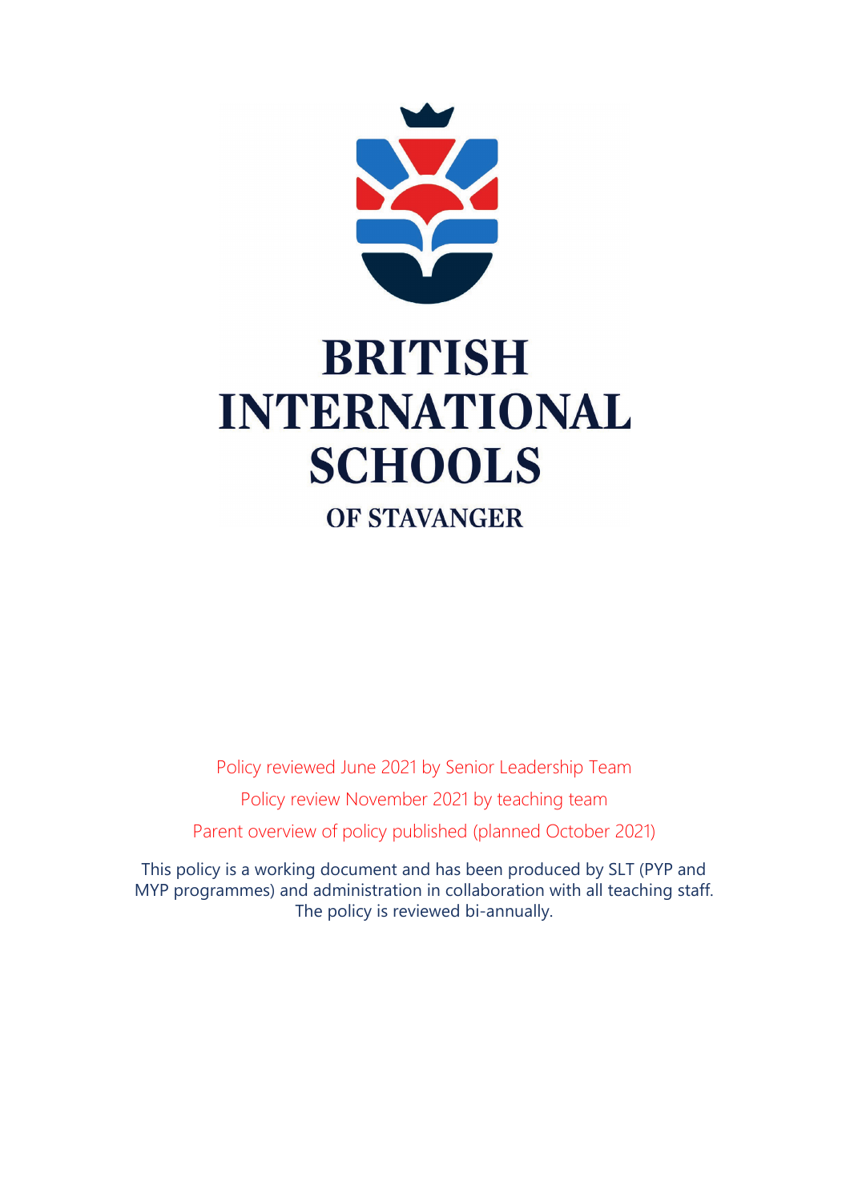# BRITISH INTERNATIONAL SCHOOLS

## OF STAVANGER

Policy reviewed June 2021 by Senior Leadership Team

Policy review November 2021 by teaching team

Parent overview of policy published (planned October 2021)

This policy is a working document and has been produced by SLT (PYP and MYP programmes) and administration in collaboration with all teaching staff. The policy is reviewed bi-annually.